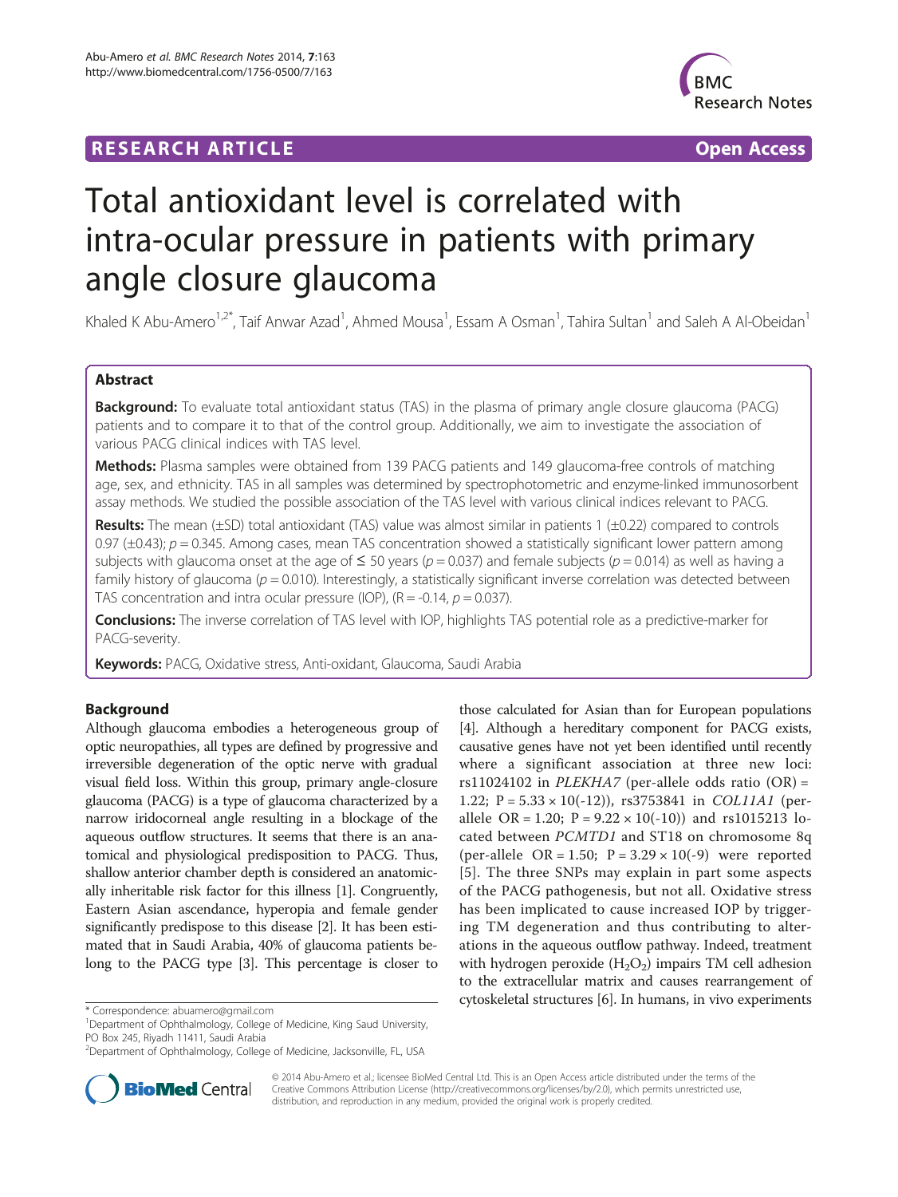RESEARCH ARTICLE Open Access

# Total antioxidant level is correlated with intra-ocular pressure in patients with primary angle closure glaucoma

Khaled K Abu-Amero[1,2*], Taif Anwar Azad[1], Ahmed Mousa[1], Essam A Osman[1], Tahira Sultan[1] and Saleh A Al-Obeidan[1]

## Abstract

**Background:** To evaluate total antioxidant status (TAS) in the plasma of primary angle closure glaucoma (PACG) patients and to compare it to that of the control group. Additionally, we aim to investigate the association of various PACG clinical indices with TAS level.

**Methods:** Plasma samples were obtained from 139 PACG patients and 149 glaucoma-free controls of matching age, sex, and ethnicity. TAS in all samples was determined by spectrophotometric and enzyme-linked immunosorbent assay methods. We studied the possible association of the TAS level with various clinical indices relevant to PACG.

**Results:** The mean (±SD) total antioxidant (TAS) value was almost similar in patients 1 (±0.22) compared to controls 0.97 (±0.43); $p = 0.345$. Among cases, mean TAS concentration showed a statistically significant lower pattern among subjects with glaucoma onset at the age of ≤ 50 years ($p = 0.037$) and female subjects ($p = 0.014$) as well as having a family history of glaucoma ($p = 0.010$). Interestingly, a statistically significant inverse correlation was detected between TAS concentration and intra ocular pressure (IOP), ($R = -0.14$, $p = 0.037$).

**Conclusions:** The inverse correlation of TAS level with IOP, highlights TAS potential role as a predictive-marker for PACG-severity.

**Keywords:** PACG, Oxidative stress, Anti-oxidant, Glaucoma, Saudi Arabia

## Background

Although glaucoma embodies a heterogeneous group of optic neuropathies, all types are defined by progressive and irreversible degeneration of the optic nerve with gradual visual field loss. Within this group, primary angle-closure glaucoma (PACG) is a type of glaucoma characterized by a narrow iridocorneal angle resulting in a blockage of the aqueous outflow structures. It seems that there is an anatomical and physiological predisposition to PACG. Thus, shallow anterior chamber depth is considered an anatomically inheritable risk factor for this illness [1]. Congruently, Eastern Asian ascendance, hyperopia and female gender significantly predispose to this disease [2]. It has been estimated that in Saudi Arabia, 40% of glaucoma patients belong to the PACG type [3]. This percentage is closer to those calculated for Asian than for European populations [4]. Although a hereditary component for PACG exists, causative genes have not yet been identified until recently where a significant association at three new loci: rs11024102 in *PLEKHA7* (per-allele odds ratio (OR) = 1.22; $P = 5.33 \times 10^{-12}$), rs3753841 in *COL11A1* (per-allele OR = 1.20; $P = 9.22 \times 10^{-10}$) and rs1015213 located between *PCMTD1* and ST18 on chromosome 8q (per-allele OR = 1.50; $P = 3.29 \times 10^{-9}$) were reported [5]. The three SNPs may explain in part some aspects of the PACG pathogenesis, but not all. Oxidative stress has been implicated to cause increased IOP by triggering TM degeneration and thus contributing to alterations in the aqueous outflow pathway. Indeed, treatment with hydrogen peroxide ($H_2O_2$) impairs TM cell adhesion to the extracellular matrix and causes rearrangement of cytoskeletal structures [6]. In humans, in vivo experiments

\* Correspondence: abuamero@gmail.com
[1]Department of Ophthalmology, College of Medicine, King Saud University, PO Box 245, Riyadh 11411, Saudi Arabia
[2]Department of Ophthalmology, College of Medicine, Jacksonville, FL, USA

© 2014 Abu-Amero et al.; licensee BioMed Central Ltd. This is an Open Access article distributed under the terms of the Creative Commons Attribution License (http://creativecommons.org/licenses/by/2.0), which permits unrestricted use, distribution, and reproduction in any medium, provided the original work is properly credited.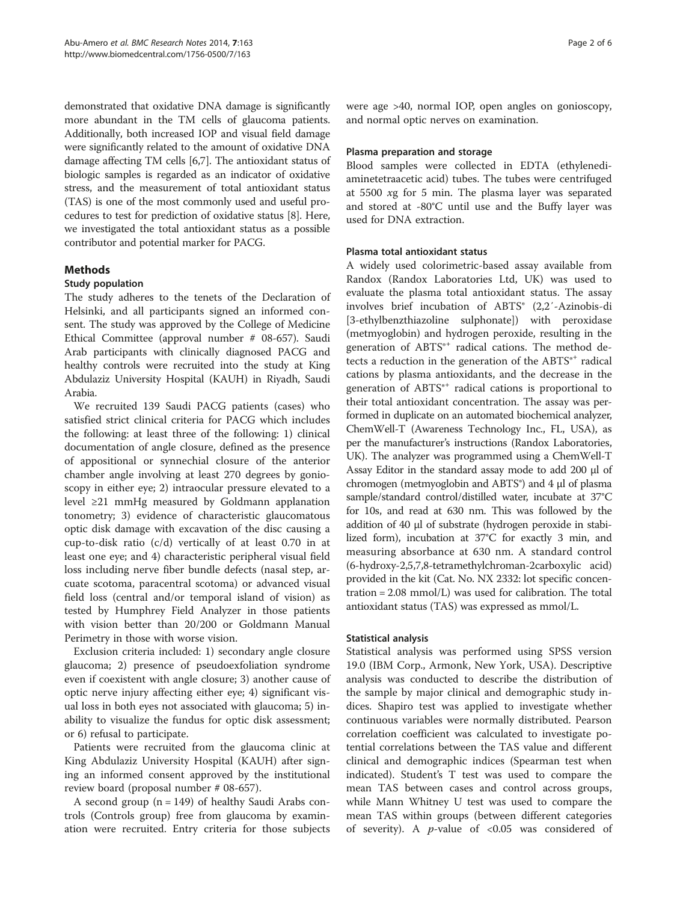demonstrated that oxidative DNA damage is significantly more abundant in the TM cells of glaucoma patients. Additionally, both increased IOP and visual field damage were significantly related to the amount of oxidative DNA damage affecting TM cells [6,7]. The antioxidant status of biologic samples is regarded as an indicator of oxidative stress, and the measurement of total antioxidant status (TAS) is one of the most commonly used and useful procedures to test for prediction of oxidative status [8]. Here, we investigated the total antioxidant status as a possible contributor and potential marker for PACG.

## Methods

### Study population

The study adheres to the tenets of the Declaration of Helsinki, and all participants signed an informed consent. The study was approved by the College of Medicine Ethical Committee (approval number # 08-657). Saudi Arab participants with clinically diagnosed PACG and healthy controls were recruited into the study at King Abdulaziz University Hospital (KAUH) in Riyadh, Saudi Arabia.

We recruited 139 Saudi PACG patients (cases) who satisfied strict clinical criteria for PACG which includes the following: at least three of the following: 1) clinical documentation of angle closure, defined as the presence of appositional or synnechial closure of the anterior chamber angle involving at least 270 degrees by gonioscopy in either eye; 2) intraocular pressure elevated to a level ≥21 mmHg measured by Goldmann applanation tonometry; 3) evidence of characteristic glaucomatous optic disk damage with excavation of the disc causing a cup-to-disk ratio (c/d) vertically of at least 0.70 in at least one eye; and 4) characteristic peripheral visual field loss including nerve fiber bundle defects (nasal step, arcuate scotoma, paracentral scotoma) or advanced visual field loss (central and/or temporal island of vision) as tested by Humphrey Field Analyzer in those patients with vision better than 20/200 or Goldmann Manual Perimetry in those with worse vision.

Exclusion criteria included: 1) secondary angle closure glaucoma; 2) presence of pseudoexfoliation syndrome even if coexistent with angle closure; 3) another cause of optic nerve injury affecting either eye; 4) significant visual loss in both eyes not associated with glaucoma; 5) inability to visualize the fundus for optic disk assessment; or 6) refusal to participate.

Patients were recruited from the glaucoma clinic at King Abdulaziz University Hospital (KAUH) after signing an informed consent approved by the institutional review board (proposal number # 08-657).

A second group (n = 149) of healthy Saudi Arabs controls (Controls group) free from glaucoma by examination were recruited. Entry criteria for those subjects were age >40, normal IOP, open angles on gonioscopy, and normal optic nerves on examination.

### Plasma preparation and storage

Blood samples were collected in EDTA (ethylenediaminetetraacetic acid) tubes. The tubes were centrifuged at 5500 *x*g for 5 min. The plasma layer was separated and stored at -80°C until use and the Buffy layer was used for DNA extraction.

### Plasma total antioxidant status

A widely used colorimetric-based assay available from Randox (Randox Laboratories Ltd, UK) was used to evaluate the plasma total antioxidant status. The assay involves brief incubation of ABTS® (2,2′-Azinobis-di [3-ethylbenzthiazoline sulphonate]) with peroxidase (metmyoglobin) and hydrogen peroxide, resulting in the generation of $ABTS^{*+}$ radical cations. The method detects a reduction in the generation of the $ABTS^{*+}$ radical cations by plasma antioxidants, and the decrease in the generation of $ABTS^{*+}$ radical cations is proportional to their total antioxidant concentration. The assay was performed in duplicate on an automated biochemical analyzer, ChemWell-T (Awareness Technology Inc., FL, USA), as per the manufacturer's instructions (Randox Laboratories, UK). The analyzer was programmed using a ChemWell-T Assay Editor in the standard assay mode to add 200 μl of chromogen (metmyoglobin and ABTS®) and 4 μl of plasma sample/standard control/distilled water, incubate at 37°C for 10s, and read at 630 nm. This was followed by the addition of 40 μl of substrate (hydrogen peroxide in stabilized form), incubation at 37°C for exactly 3 min, and measuring absorbance at 630 nm. A standard control (6-hydroxy-2,5,7,8-tetramethylchroman-2carboxylic acid) provided in the kit (Cat. No. NX 2332: lot specific concentration = 2.08 mmol/L) was used for calibration. The total antioxidant status (TAS) was expressed as mmol/L.

### Statistical analysis

Statistical analysis was performed using SPSS version 19.0 (IBM Corp., Armonk, New York, USA). Descriptive analysis was conducted to describe the distribution of the sample by major clinical and demographic study indices. Shapiro test was applied to investigate whether continuous variables were normally distributed. Pearson correlation coefficient was calculated to investigate potential correlations between the TAS value and different clinical and demographic indices (Spearman test when indicated). Student's T test was used to compare the mean TAS between cases and control across groups, while Mann Whitney U test was used to compare the mean TAS within groups (between different categories of severity). A *p*-value of <0.05 was considered of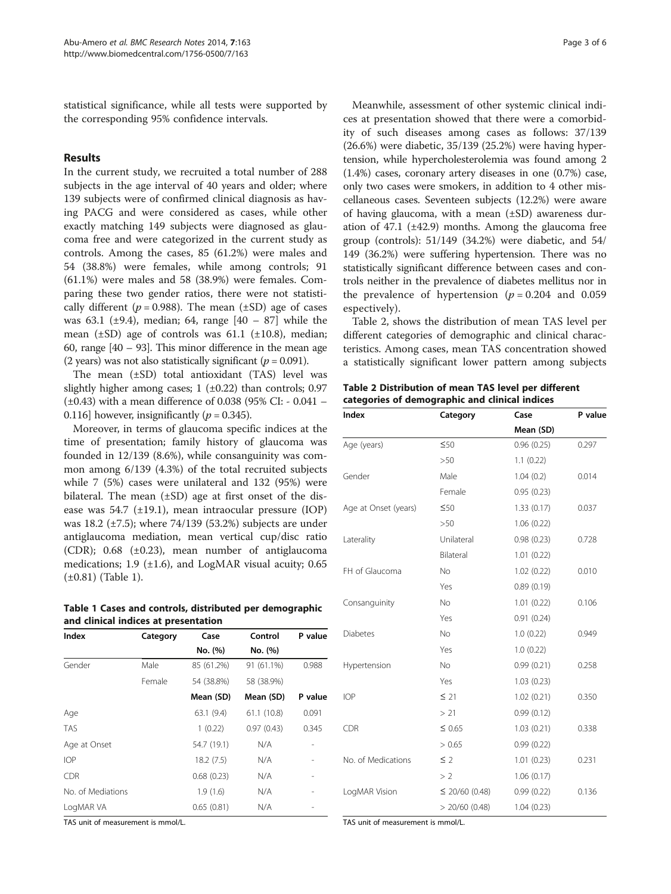statistical significance, while all tests were supported by the corresponding 95% confidence intervals.

## Results

In the current study, we recruited a total number of 288 subjects in the age interval of 40 years and older; where 139 subjects were of confirmed clinical diagnosis as having PACG and were considered as cases, while other exactly matching 149 subjects were diagnosed as glaucoma free and were categorized in the current study as controls. Among the cases, 85 (61.2%) were males and 54 (38.8%) were females, while among controls; 91 (61.1%) were males and 58 (38.9%) were females. Comparing these two gender ratios, there were not statistically different ($p = 0.988$). The mean (±SD) age of cases was 63.1 (±9.4), median; 64, range [40 – 87] while the mean (±SD) age of controls was 61.1 (±10.8), median; 60, range [40 – 93]. This minor difference in the mean age (2 years) was not also statistically significant ($p = 0.091$).

The mean (±SD) total antioxidant (TAS) level was slightly higher among cases; 1 (±0.22) than controls; 0.97 (±0.43) with a mean difference of 0.038 (95% CI: - 0.041 – 0.116] however, insignificantly ($p = 0.345$).

Moreover, in terms of glaucoma specific indices at the time of presentation; family history of glaucoma was founded in 12/139 (8.6%), while consanguinity was common among 6/139 (4.3%) of the total recruited subjects while 7 (5%) cases were unilateral and 132 (95%) were bilateral. The mean (±SD) age at first onset of the disease was 54.7 (±19.1), mean intraocular pressure (IOP) was 18.2 (±7.5); where 74/139 (53.2%) subjects are under antiglaucoma mediation, mean vertical cup/disc ratio (CDR); 0.68 (±0.23), mean number of antiglaucoma medications; 1.9 (±1.6), and LogMAR visual acuity; 0.65 (±0.81) (Table 1).

**Table 1 Cases and controls, distributed per demographic and clinical indices at presentation**

| Index | Category | Case | Control | P value |
|---|---|---|---|---|
| | | No. (%) | No. (%) | |
| Gender | Male | 85 (61.2%) | 91 (61.1%) | 0.988 |
| | Female | 54 (38.8%) | 58 (38.9%) | |
| | | Mean (SD) | Mean (SD) | P value |
| Age | | 63.1 (9.4) | 61.1 (10.8) | 0.091 |
| TAS | | 1 (0.22) | 0.97 (0.43) | 0.345 |
| Age at Onset | | 54.7 (19.1) | N/A | - |
| IOP | | 18.2 (7.5) | N/A | - |
| CDR | | 0.68 (0.23) | N/A | - |
| No. of Mediations | | 1.9 (1.6) | N/A | - |
| LogMAR VA | | 0.65 (0.81) | N/A | - |

TAS unit of measurement is mmol/L.

Meanwhile, assessment of other systemic clinical indices at presentation showed that there were a comorbidity of such diseases among cases as follows: 37/139 (26.6%) were diabetic, 35/139 (25.2%) were having hypertension, while hypercholesterolemia was found among 2 (1.4%) cases, coronary artery diseases in one (0.7%) case, only two cases were smokers, in addition to 4 other miscellaneous cases. Seventeen subjects (12.2%) were aware of having glaucoma, with a mean (±SD) awareness duration of 47.1 (±42.9) months. Among the glaucoma free group (controls): 51/149 (34.2%) were diabetic, and 54/149 (36.2%) were suffering hypertension. There was no statistically significant difference between cases and controls neither in the prevalence of diabetes mellitus nor in the prevalence of hypertension ($p = 0.204$ and 0.059 espectively).

Table 2, shows the distribution of mean TAS level per different categories of demographic and clinical characteristics. Among cases, mean TAS concentration showed a statistically significant lower pattern among subjects

**Table 2 Distribution of mean TAS level per different categories of demographic and clinical indices**

| Index | Category | Case | P value |
|---|---|---|---|
| | | Mean (SD) | |
| Age (years) | ≤50 | 0.96 (0.25) | 0.297 |
| | >50 | 1.1 (0.22) | |
| Gender | Male | 1.04 (0.2) | 0.014 |
| | Female | 0.95 (0.23) | |
| Age at Onset (years) | ≤50 | 1.33 (0.17) | 0.037 |
| | >50 | 1.06 (0.22) | |
| Laterality | Unilateral | 0.98 (0.23) | 0.728 |
| | Bilateral | 1.01 (0.22) | |
| FH of Glaucoma | No | 1.02 (0.22) | 0.010 |
| | Yes | 0.89 (0.19) | |
| Consanguinity | No | 1.01 (0.22) | 0.106 |
| | Yes | 0.91 (0.24) | |
| Diabetes | No | 1.0 (0.22) | 0.949 |
| | Yes | 1.0 (0.22) | |
| Hypertension | No | 0.99 (0.21) | 0.258 |
| | Yes | 1.03 (0.23) | |
| IOP | ≤ 21 | 1.02 (0.21) | 0.350 |
| | > 21 | 0.99 (0.12) | |
| CDR | ≤ 0.65 | 1.03 (0.21) | 0.338 |
| | > 0.65 | 0.99 (0.22) | |
| No. of Medications | ≤ 2 | 1.01 (0.23) | 0.231 |
| | > 2 | 1.06 (0.17) | |
| LogMAR Vision | ≤ 20/60 (0.48) | 0.99 (0.22) | 0.136 |
| | > 20/60 (0.48) | 1.04 (0.23) | |

TAS unit of measurement is mmol/L.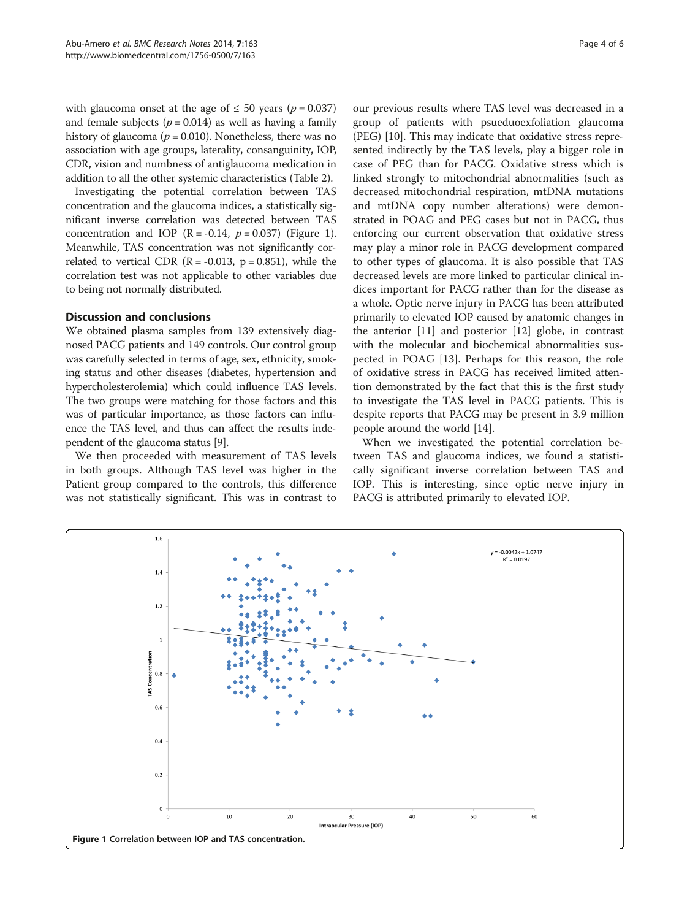with glaucoma onset at the age of ≤ 50 years ($p = 0.037$) and female subjects ($p = 0.014$) as well as having a family history of glaucoma ($p = 0.010$). Nonetheless, there was no association with age groups, laterality, consanguinity, IOP, CDR, vision and numbness of antiglaucoma medication in addition to all the other systemic characteristics (Table 2).

Investigating the potential correlation between TAS concentration and the glaucoma indices, a statistically significant inverse correlation was detected between TAS concentration and IOP ($R = -0.14$, $p = 0.037$) (Figure 1). Meanwhile, TAS concentration was not significantly correlated to vertical CDR ($R = -0.013$, $p = 0.851$), while the correlation test was not applicable to other variables due to being not normally distributed.

## Discussion and conclusions

We obtained plasma samples from 139 extensively diagnosed PACG patients and 149 controls. Our control group was carefully selected in terms of age, sex, ethnicity, smoking status and other diseases (diabetes, hypertension and hypercholesterolemia) which could influence TAS levels. The two groups were matching for those factors and this was of particular importance, as those factors can influence the TAS level, and thus can affect the results independent of the glaucoma status [9].

We then proceeded with measurement of TAS levels in both groups. Although TAS level was higher in the Patient group compared to the controls, this difference was not statistically significant. This was in contrast to our previous results where TAS level was decreased in a group of patients with psueduoexfoliation glaucoma (PEG) [10]. This may indicate that oxidative stress represented indirectly by the TAS levels, play a bigger role in case of PEG than for PACG. Oxidative stress which is linked strongly to mitochondrial abnormalities (such as decreased mitochondrial respiration, mtDNA mutations and mtDNA copy number alterations) were demonstrated in POAG and PEG cases but not in PACG, thus enforcing our current observation that oxidative stress may play a minor role in PACG development compared to other types of glaucoma. It is also possible that TAS decreased levels are more linked to particular clinical indices important for PACG rather than for the disease as a whole. Optic nerve injury in PACG has been attributed primarily to elevated IOP caused by anatomic changes in the anterior [11] and posterior [12] globe, in contrast with the molecular and biochemical abnormalities suspected in POAG [13]. Perhaps for this reason, the role of oxidative stress in PACG has received limited attention demonstrated by the fact that this is the first study to investigate the TAS level in PACG patients. This is despite reports that PACG may be present in 3.9 million people around the world [14].

When we investigated the potential correlation between TAS and glaucoma indices, we found a statistically significant inverse correlation between TAS and IOP. This is interesting, since optic nerve injury in PACG is attributed primarily to elevated IOP.

**Figure 1** Correlation between IOP and TAS concentration.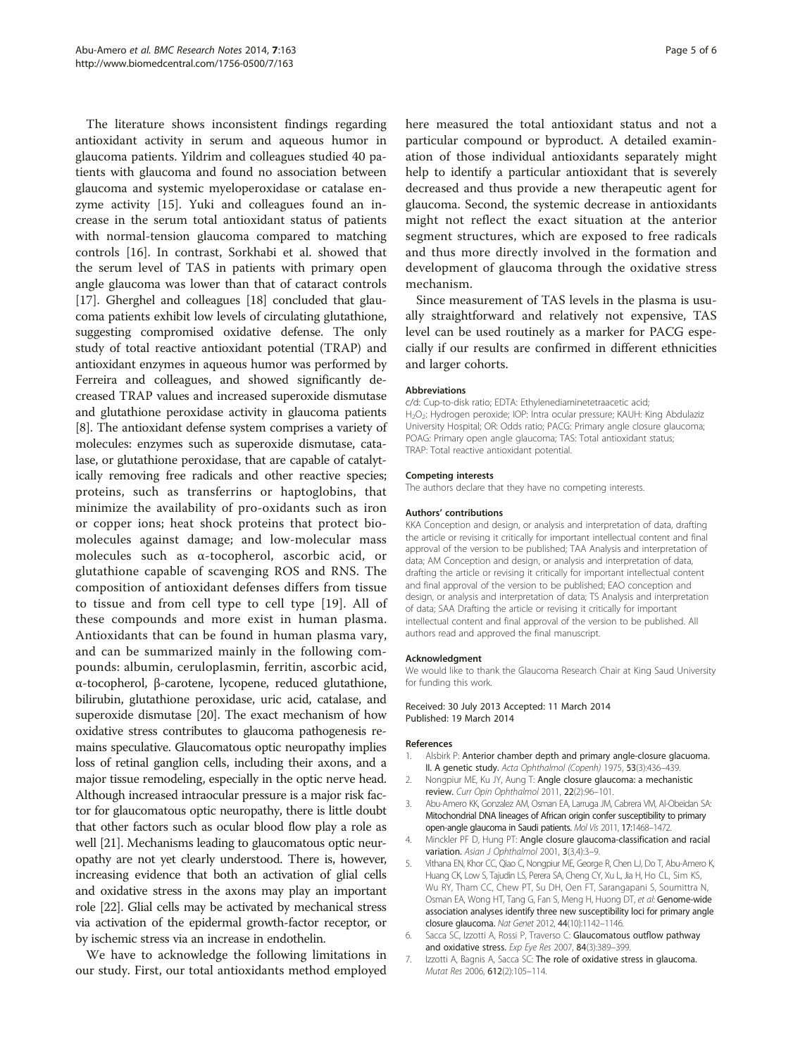The literature shows inconsistent findings regarding antioxidant activity in serum and aqueous humor in glaucoma patients. Yildrim and colleagues studied 40 patients with glaucoma and found no association between glaucoma and systemic myeloperoxidase or catalase enzyme activity [15]. Yuki and colleagues found an increase in the serum total antioxidant status of patients with normal-tension glaucoma compared to matching controls [16]. In contrast, Sorkhabi et al. showed that the serum level of TAS in patients with primary open angle glaucoma was lower than that of cataract controls [17]. Gherghel and colleagues [18] concluded that glaucoma patients exhibit low levels of circulating glutathione, suggesting compromised oxidative defense. The only study of total reactive antioxidant potential (TRAP) and antioxidant enzymes in aqueous humor was performed by Ferreira and colleagues, and showed significantly decreased TRAP values and increased superoxide dismutase and glutathione peroxidase activity in glaucoma patients [8]. The antioxidant defense system comprises a variety of molecules: enzymes such as superoxide dismutase, catalase, or glutathione peroxidase, that are capable of catalytically removing free radicals and other reactive species; proteins, such as transferrins or haptoglobins, that minimize the availability of pro-oxidants such as iron or copper ions; heat shock proteins that protect biomolecules against damage; and low-molecular mass molecules such as α-tocopherol, ascorbic acid, or glutathione capable of scavenging ROS and RNS. The composition of antioxidant defenses differs from tissue to tissue and from cell type to cell type [19]. All of these compounds and more exist in human plasma. Antioxidants that can be found in human plasma vary, and can be summarized mainly in the following compounds: albumin, ceruloplasmin, ferritin, ascorbic acid, α-tocopherol, β-carotene, lycopene, reduced glutathione, bilirubin, glutathione peroxidase, uric acid, catalase, and superoxide dismutase [20]. The exact mechanism of how oxidative stress contributes to glaucoma pathogenesis remains speculative. Glaucomatous optic neuropathy implies loss of retinal ganglion cells, including their axons, and a major tissue remodeling, especially in the optic nerve head. Although increased intraocular pressure is a major risk factor for glaucomatous optic neuropathy, there is little doubt that other factors such as ocular blood flow play a role as well [21]. Mechanisms leading to glaucomatous optic neuropathy are not yet clearly understood. There is, however, increasing evidence that both an activation of glial cells and oxidative stress in the axons may play an important role [22]. Glial cells may be activated by mechanical stress via activation of the epidermal growth-factor receptor, or by ischemic stress via an increase in endothelin.

We have to acknowledge the following limitations in our study. First, our total antioxidants method employed here measured the total antioxidant status and not a particular compound or byproduct. A detailed examination of those individual antioxidants separately might help to identify a particular antioxidant that is severely decreased and thus provide a new therapeutic agent for glaucoma. Second, the systemic decrease in antioxidants might not reflect the exact situation at the anterior segment structures, which are exposed to free radicals and thus more directly involved in the formation and development of glaucoma through the oxidative stress mechanism.

Since measurement of TAS levels in the plasma is usually straightforward and relatively not expensive, TAS level can be used routinely as a marker for PACG especially if our results are confirmed in different ethnicities and larger cohorts.

#### Abbreviations

c/d: Cup-to-disk ratio; EDTA: Ethylenediaminetetraacetic acid; $H_2O_2$: Hydrogen peroxide; IOP: Intra ocular pressure; KAUH: King Abdulaziz University Hospital; OR: Odds ratio; PACG: Primary angle closure glaucoma; POAG: Primary open angle glaucoma; TAS: Total antioxidant status; TRAP: Total reactive antioxidant potential.

#### Competing interests

The authors declare that they have no competing interests.

#### Authors' contributions

KKA Conception and design, or analysis and interpretation of data, drafting the article or revising it critically for important intellectual content and final approval of the version to be published; TAA Analysis and interpretation of data; AM Conception and design, or analysis and interpretation of data, drafting the article or revising it critically for important intellectual content and final approval of the version to be published; EAO conception and design, or analysis and interpretation of data; TS Analysis and interpretation of data; SAA Drafting the article or revising it critically for important intellectual content and final approval of the version to be published. All authors read and approved the final manuscript.

#### Acknowledgment

We would like to thank the Glaucoma Research Chair at King Saud University for funding this work.

Received: 30 July 2013 Accepted: 11 March 2014
Published: 19 March 2014

#### References

1. Alsbirk P: **Anterior chamber depth and primary angle-closure glacuoma. II. A genetic study.** *Acta Ophthalmol (Copenh)* 1975, **53**(3):436–439.
2. Nongpiur ME, Ku JY, Aung T: **Angle closure glaucoma: a mechanistic review.** *Curr Opin Ophthalmol* 2011, **22**(2):96–101.
3. Abu-Amero KK, Gonzalez AM, Osman EA, Larruga JM, Cabrera VM, Al-Obeidan SA: **Mitochondrial DNA lineages of African origin confer susceptibility to primary open-angle glaucoma in Saudi patients.** *Mol Vis* 2011, **17**:1468–1472.
4. Minckler PF D, Hung PT: **Angle closure glaucoma-classification and racial variation.** *Asian J Ophthalmol* 2001, **3**(3,4):3–9.
5. Vithana EN, Khor CC, Qiao C, Nongpiur ME, George R, Chen LJ, Do T, Abu-Amero K, Huang CK, Low S, Tajudin LS, Perera SA, Cheng CY, Xu L, Jia H, Ho CL, Sim KS, Wu RY, Tham CC, Chew PT, Su DH, Oen FT, Sarangapani S, Soumittra N, Osman EA, Wong HT, Tang G, Fan S, Meng H, Huong DT, *et al*: **Genome-wide association analyses identify three new susceptibility loci for primary angle closure glaucoma.** *Nat Genet* 2012, **44**(10):1142–1146.
6. Sacca SC, Izzotti A, Rossi P, Traverso C: **Glaucomatous outflow pathway and oxidative stress.** *Exp Eye Res* 2007, **84**(3):389–399.
7. Izzotti A, Bagnis A, Sacca SC: **The role of oxidative stress in glaucoma.** *Mutat Res* 2006, **612**(2):105–114.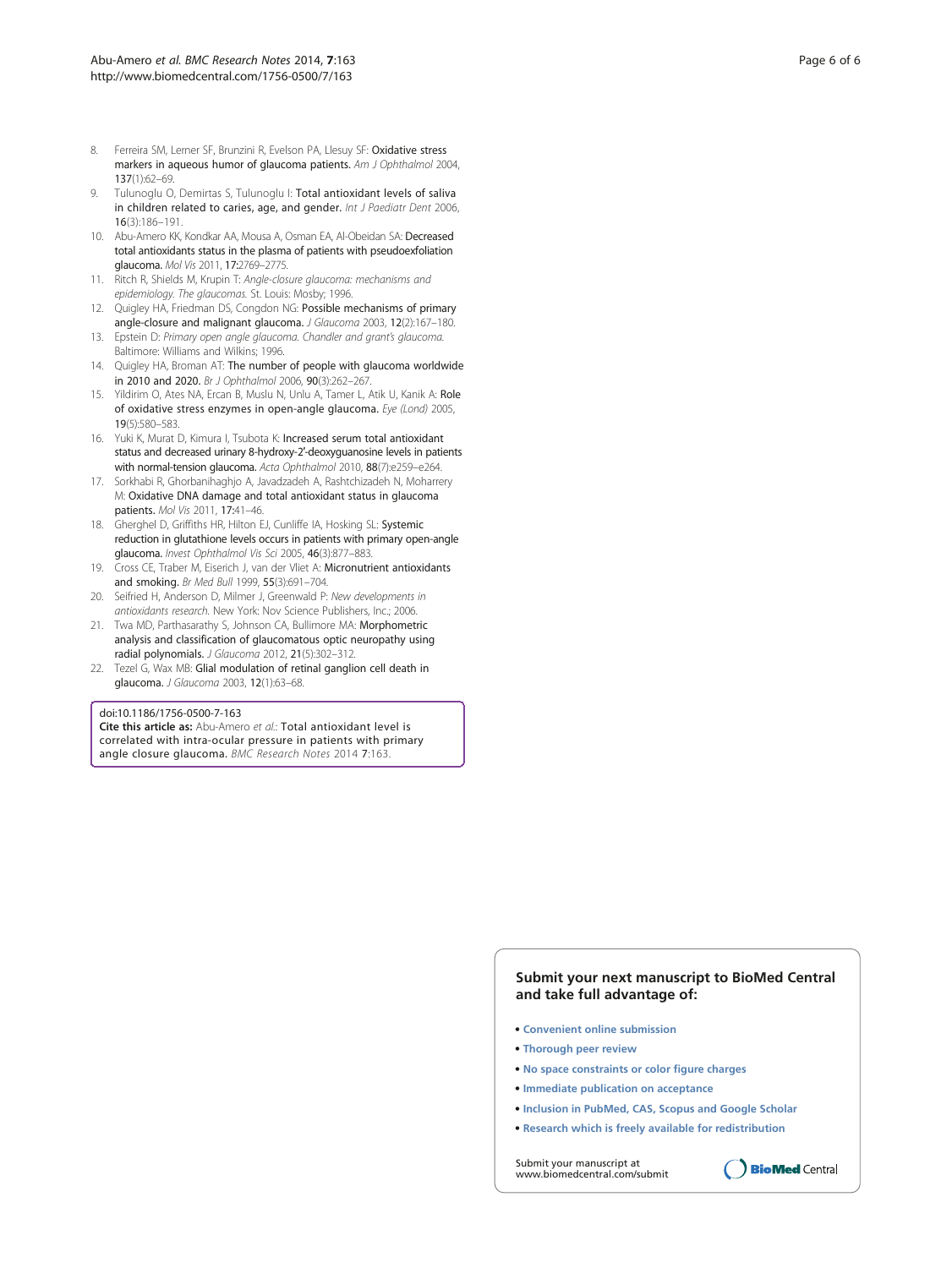8. Ferreira SM, Lerner SF, Brunzini R, Evelson PA, Llesuy SF: **Oxidative stress markers in aqueous humor of glaucoma patients.** *Am J Ophthalmol* 2004, **137**(1):62–69.
9. Tulunoglu O, Demirtas S, Tulunoglu I: **Total antioxidant levels of saliva in children related to caries, age, and gender.** *Int J Paediatr Dent* 2006, **16**(3):186–191.
10. Abu-Amero KK, Kondkar AA, Mousa A, Osman EA, Al-Obeidan SA: **Decreased total antioxidants status in the plasma of patients with pseudoexfoliation glaucoma.** *Mol Vis* 2011, **17**:2769–2775.
11. Ritch R, Shields M, Krupin T: *Angle-closure glaucoma: mechanisms and epidemiology. The glaucomas.* St. Louis: Mosby; 1996.
12. Quigley HA, Friedman DS, Congdon NG: **Possible mechanisms of primary angle-closure and malignant glaucoma.** *J Glaucoma* 2003, **12**(2):167–180.
13. Epstein D: *Primary open angle glaucoma. Chandler and grant's glaucoma.* Baltimore: Williams and Wilkins; 1996.
14. Quigley HA, Broman AT: **The number of people with glaucoma worldwide in 2010 and 2020.** *Br J Ophthalmol* 2006, **90**(3):262–267.
15. Yildirim O, Ates NA, Ercan B, Muslu N, Unlu A, Tamer L, Atik U, Kanik A: **Role of oxidative stress enzymes in open-angle glaucoma.** *Eye (Lond)* 2005, **19**(5):580–583.
16. Yuki K, Murat D, Kimura I, Tsubota K: **Increased serum total antioxidant status and decreased urinary 8-hydroxy-2'-deoxyguanosine levels in patients with normal-tension glaucoma.** *Acta Ophthalmol* 2010, **88**(7):e259–e264.
17. Sorkhabi R, Ghorbanihaghjo A, Javadzadeh A, Rashtchizadeh N, Moharrery M: **Oxidative DNA damage and total antioxidant status in glaucoma patients.** *Mol Vis* 2011, **17**:41–46.
18. Gherghel D, Griffiths HR, Hilton EJ, Cunliffe IA, Hosking SL: **Systemic reduction in glutathione levels occurs in patients with primary open-angle glaucoma.** *Invest Ophthalmol Vis Sci* 2005, **46**(3):877–883.
19. Cross CE, Traber M, Eiserich J, van der Vliet A: **Micronutrient antioxidants and smoking.** *Br Med Bull* 1999, **55**(3):691–704.
20. Seifried H, Anderson D, Milmer J, Greenwald P: *New developments in antioxidants research.* New York: Nov Science Publishers, Inc.; 2006.
21. Twa MD, Parthasarathy S, Johnson CA, Bullimore MA: **Morphometric analysis and classification of glaucomatous optic neuropathy using radial polynomials.** *J Glaucoma* 2012, **21**(5):302–312.
22. Tezel G, Wax MB: **Glial modulation of retinal ganglion cell death in glaucoma.** *J Glaucoma* 2003, **12**(1):63–68.

doi:10.1186/1756-0500-7-163
**Cite this article as:** Abu-Amero *et al.*: Total antioxidant level is correlated with intra-ocular pressure in patients with primary angle closure glaucoma. *BMC Research Notes* 2014 **7**:163.

**Submit your next manuscript to BioMed Central and take full advantage of:**

- **Convenient online submission**
- **Thorough peer review**
- **No space constraints or color figure charges**
- **Immediate publication on acceptance**
- **Inclusion in PubMed, CAS, Scopus and Google Scholar**
- **Research which is freely available for redistribution**

Submit your manuscript at
www.biomedcentral.com/submit

BioMed Central